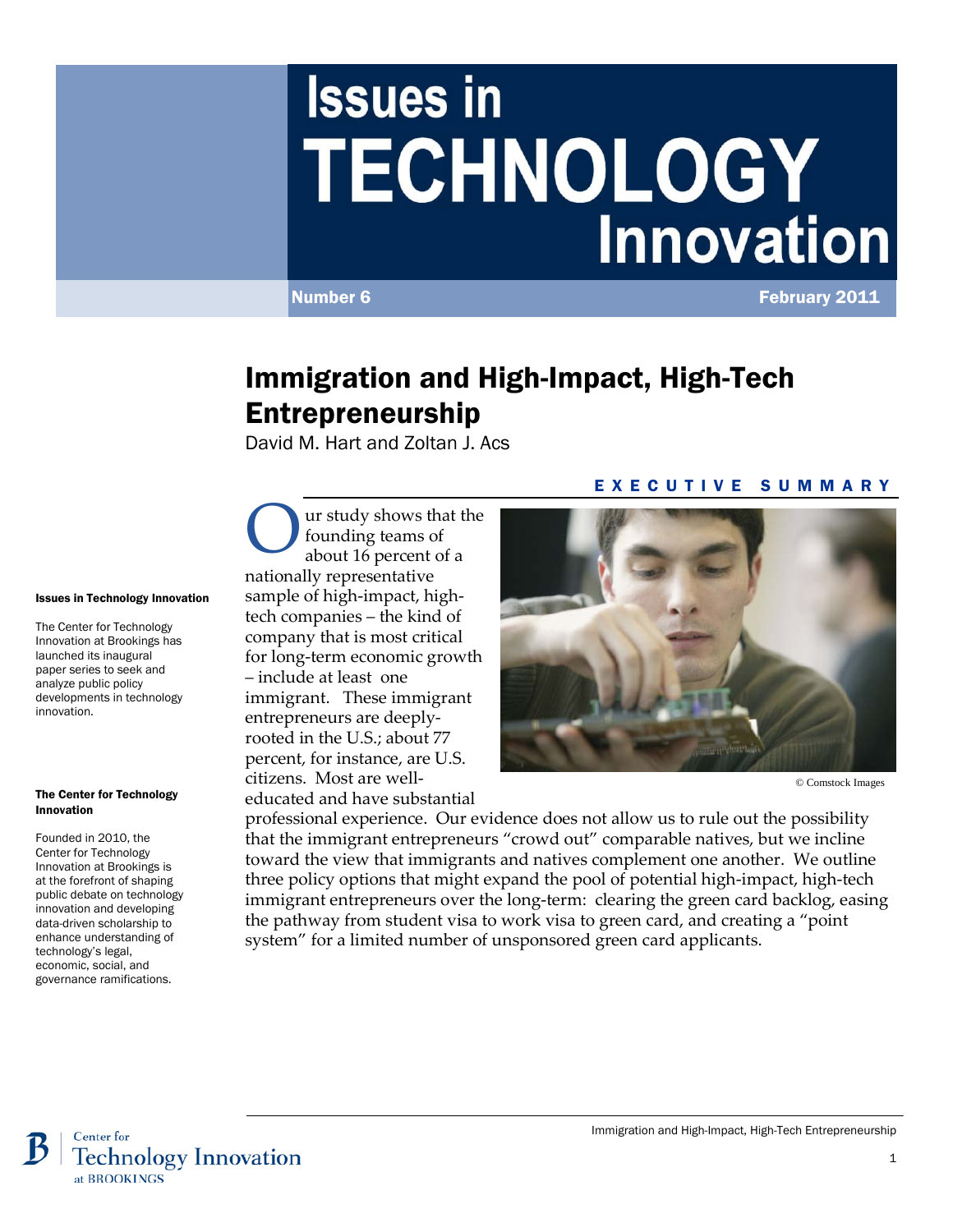# Issues in TECHNOLOGY Innovation

Number 6 February 2011

## Immigration and High-Impact, High-Tech Entrepreneurship

David M. Hart and Zoltan J. Acs

### EXECUTIVE SUMMARY

Our study shows that the founding teams of about 16 percent of a nationally representative sample of high-impact, high-tech companies – the kind of company that is most critical for long-term economic growth – include at least one immigrant. These immigrant entrepreneurs are deeply-rooted in the U.S.; about 77 percent, for instance, are U.S. citizens. Most are well-educated and have substantial professional experience. Our evidence does not allow us to rule out the possibility that the immigrant entrepreneurs "crowd out" comparable natives, but we incline toward the view that immigrants and natives complement one another. We outline three policy options that might expand the pool of potential high-impact, high-tech immigrant entrepreneurs over the long-term: clearing the green card backlog, easing the pathway from student visa to work visa to green card, and creating a "point system" for a limited number of unsponsored green card applicants.

© Comstock Images

**Issues in Technology Innovation**

The Center for Technology Innovation at Brookings has launched its inaugural paper series to seek and analyze public policy developments in technology innovation.

**The Center for Technology Innovation**

Founded in 2010, the Center for Technology Innovation at Brookings is at the forefront of shaping public debate on technology innovation and developing data-driven scholarship to enhance understanding of technology's legal, economic, social, and governance ramifications.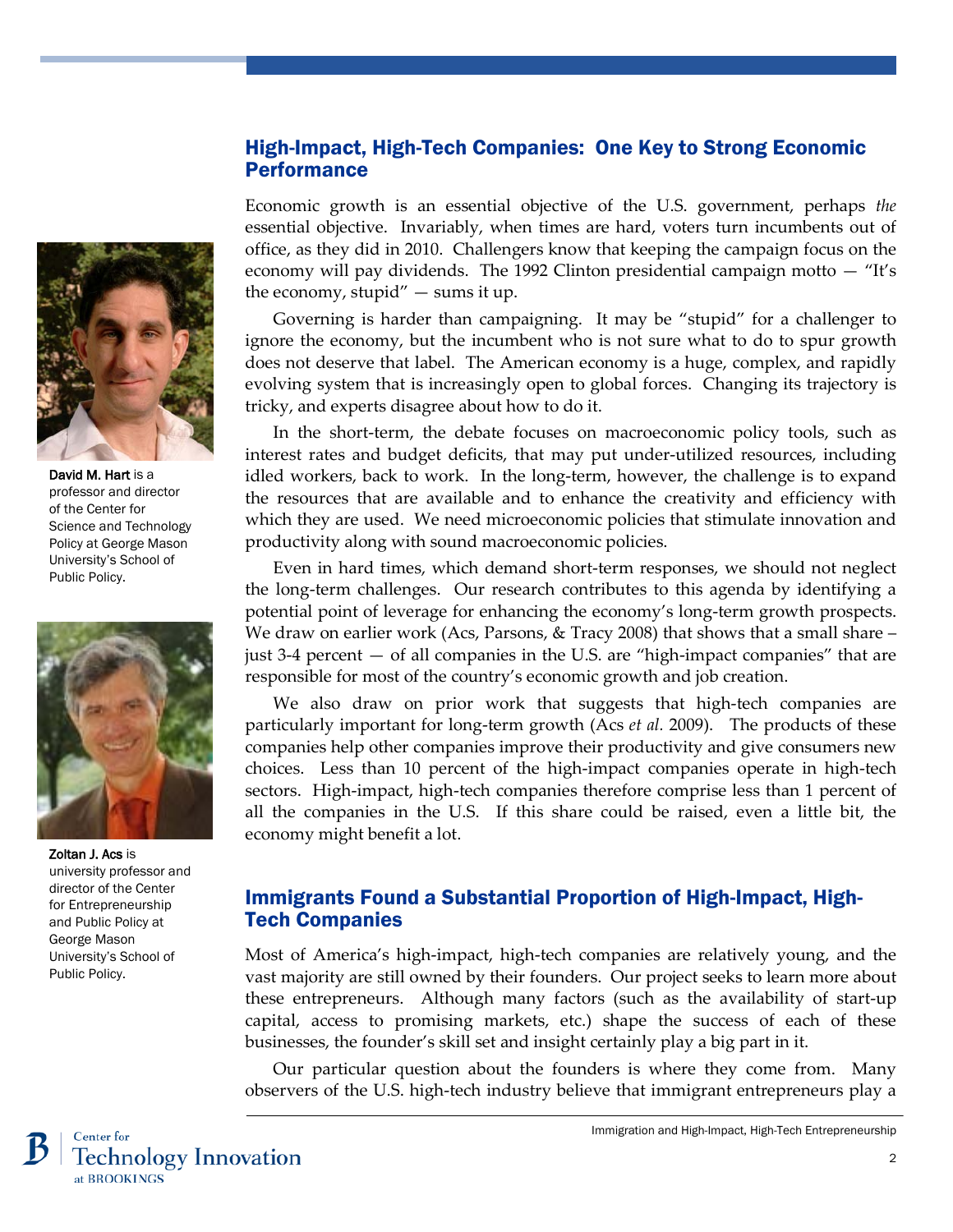## High-Impact, High-Tech Companies: One Key to Strong Economic Performance

Economic growth is an essential objective of the U.S. government, perhaps *the* essential objective. Invariably, when times are hard, voters turn incumbents out of office, as they did in 2010. Challengers know that keeping the campaign focus on the economy will pay dividends. The 1992 Clinton presidential campaign motto — "It's the economy, stupid" — sums it up.

Governing is harder than campaigning. It may be "stupid" for a challenger to ignore the economy, but the incumbent who is not sure what to do to spur growth does not deserve that label. The American economy is a huge, complex, and rapidly evolving system that is increasingly open to global forces. Changing its trajectory is tricky, and experts disagree about how to do it.

In the short-term, the debate focuses on macroeconomic policy tools, such as interest rates and budget deficits, that may put under-utilized resources, including idled workers, back to work. In the long-term, however, the challenge is to expand the resources that are available and to enhance the creativity and efficiency with which they are used. We need microeconomic policies that stimulate innovation and productivity along with sound macroeconomic policies.

Even in hard times, which demand short-term responses, we should not neglect the long-term challenges. Our research contributes to this agenda by identifying a potential point of leverage for enhancing the economy's long-term growth prospects. We draw on earlier work (Acs, Parsons, & Tracy 2008) that shows that a small share – just 3-4 percent — of all companies in the U.S. are "high-impact companies" that are responsible for most of the country's economic growth and job creation.

We also draw on prior work that suggests that high-tech companies are particularly important for long-term growth (Acs *et al.* 2009). The products of these companies help other companies improve their productivity and give consumers new choices. Less than 10 percent of the high-impact companies operate in high-tech sectors. High-impact, high-tech companies therefore comprise less than 1 percent of all the companies in the U.S. If this share could be raised, even a little bit, the economy might benefit a lot.

**David M. Hart** is a professor and director of the Center for Science and Technology Policy at George Mason University's School of Public Policy.

**Zoltan J. Acs** is university professor and director of the Center for Entrepreneurship and Public Policy at George Mason University's School of Public Policy.

## Immigrants Found a Substantial Proportion of High-Impact, High-Tech Companies

Most of America's high-impact, high-tech companies are relatively young, and the vast majority are still owned by their founders. Our project seeks to learn more about these entrepreneurs. Although many factors (such as the availability of start-up capital, access to promising markets, etc.) shape the success of each of these businesses, the founder's skill set and insight certainly play a big part in it.

Our particular question about the founders is where they come from. Many observers of the U.S. high-tech industry believe that immigrant entrepreneurs play a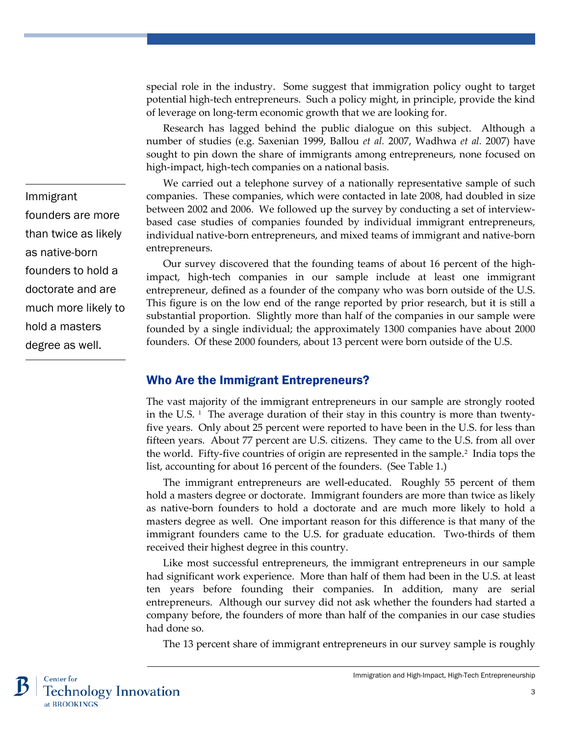special role in the industry. Some suggest that immigration policy ought to target potential high-tech entrepreneurs. Such a policy might, in principle, provide the kind of leverage on long-term economic growth that we are looking for.

Research has lagged behind the public dialogue on this subject. Although a number of studies (e.g. Saxenian 1999, Ballou *et al.* 2007, Wadhwa *et al.* 2007) have sought to pin down the share of immigrants among entrepreneurs, none focused on high-impact, high-tech companies on a national basis.

We carried out a telephone survey of a nationally representative sample of such companies. These companies, which were contacted in late 2008, had doubled in size between 2002 and 2006. We followed up the survey by conducting a set of interview-based case studies of companies founded by individual immigrant entrepreneurs, individual native-born entrepreneurs, and mixed teams of immigrant and native-born entrepreneurs.

Our survey discovered that the founding teams of about 16 percent of the high-impact, high-tech companies in our sample include at least one immigrant entrepreneur, defined as a founder of the company who was born outside of the U.S. This figure is on the low end of the range reported by prior research, but it is still a substantial proportion. Slightly more than half of the companies in our sample were founded by a single individual; the approximately 1300 companies have about 2000 founders. Of these 2000 founders, about 13 percent were born outside of the U.S.

> Immigrant founders are more than twice as likely as native-born founders to hold a doctorate and are much more likely to hold a masters degree as well.

## Who Are the Immigrant Entrepreneurs?

The vast majority of the immigrant entrepreneurs in our sample are strongly rooted in the U.S. [1] The average duration of their stay in this country is more than twenty-five years. Only about 25 percent were reported to have been in the U.S. for less than fifteen years. About 77 percent are U.S. citizens. They came to the U.S. from all over the world. Fifty-five countries of origin are represented in the sample.[2] India tops the list, accounting for about 16 percent of the founders. (See Table 1.)

The immigrant entrepreneurs are well-educated. Roughly 55 percent of them hold a masters degree or doctorate. Immigrant founders are more than twice as likely as native-born founders to hold a doctorate and are much more likely to hold a masters degree as well. One important reason for this difference is that many of the immigrant founders came to the U.S. for graduate education. Two-thirds of them received their highest degree in this country.

Like most successful entrepreneurs, the immigrant entrepreneurs in our sample had significant work experience. More than half of them had been in the U.S. at least ten years before founding their companies. In addition, many are serial entrepreneurs. Although our survey did not ask whether the founders had started a company before, the founders of more than half of the companies in our case studies had done so.

The 13 percent share of immigrant entrepreneurs in our survey sample is roughly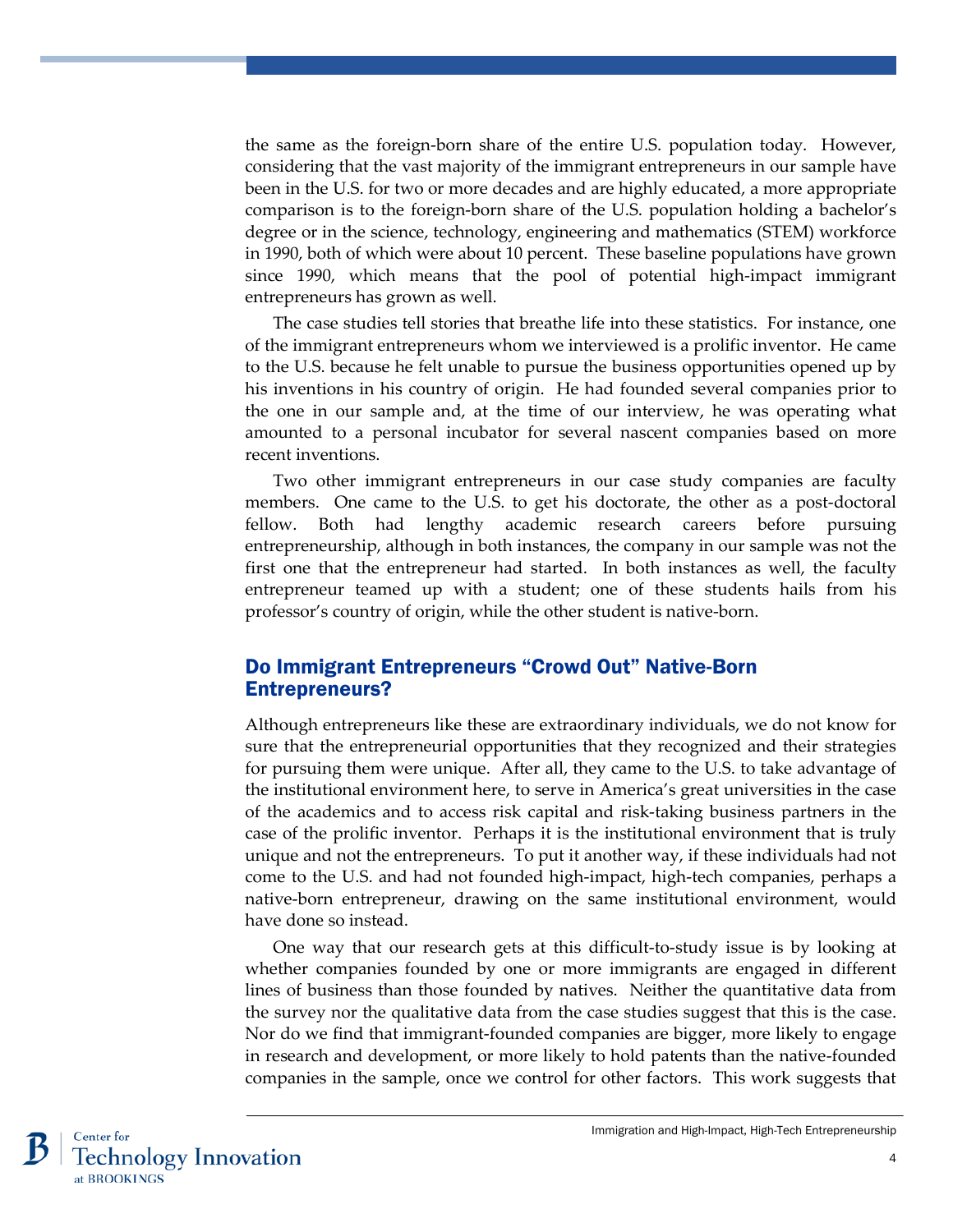the same as the foreign-born share of the entire U.S. population today. However, considering that the vast majority of the immigrant entrepreneurs in our sample have been in the U.S. for two or more decades and are highly educated, a more appropriate comparison is to the foreign-born share of the U.S. population holding a bachelor's degree or in the science, technology, engineering and mathematics (STEM) workforce in 1990, both of which were about 10 percent. These baseline populations have grown since 1990, which means that the pool of potential high-impact immigrant entrepreneurs has grown as well.

The case studies tell stories that breathe life into these statistics. For instance, one of the immigrant entrepreneurs whom we interviewed is a prolific inventor. He came to the U.S. because he felt unable to pursue the business opportunities opened up by his inventions in his country of origin. He had founded several companies prior to the one in our sample and, at the time of our interview, he was operating what amounted to a personal incubator for several nascent companies based on more recent inventions.

Two other immigrant entrepreneurs in our case study companies are faculty members. One came to the U.S. to get his doctorate, the other as a post-doctoral fellow. Both had lengthy academic research careers before pursuing entrepreneurship, although in both instances, the company in our sample was not the first one that the entrepreneur had started. In both instances as well, the faculty entrepreneur teamed up with a student; one of these students hails from his professor's country of origin, while the other student is native-born.

## Do Immigrant Entrepreneurs "Crowd Out" Native-Born Entrepreneurs?

Although entrepreneurs like these are extraordinary individuals, we do not know for sure that the entrepreneurial opportunities that they recognized and their strategies for pursuing them were unique. After all, they came to the U.S. to take advantage of the institutional environment here, to serve in America's great universities in the case of the academics and to access risk capital and risk-taking business partners in the case of the prolific inventor. Perhaps it is the institutional environment that is truly unique and not the entrepreneurs. To put it another way, if these individuals had not come to the U.S. and had not founded high-impact, high-tech companies, perhaps a native-born entrepreneur, drawing on the same institutional environment, would have done so instead.

One way that our research gets at this difficult-to-study issue is by looking at whether companies founded by one or more immigrants are engaged in different lines of business than those founded by natives. Neither the quantitative data from the survey nor the qualitative data from the case studies suggest that this is the case. Nor do we find that immigrant-founded companies are bigger, more likely to engage in research and development, or more likely to hold patents than the native-founded companies in the sample, once we control for other factors. This work suggests that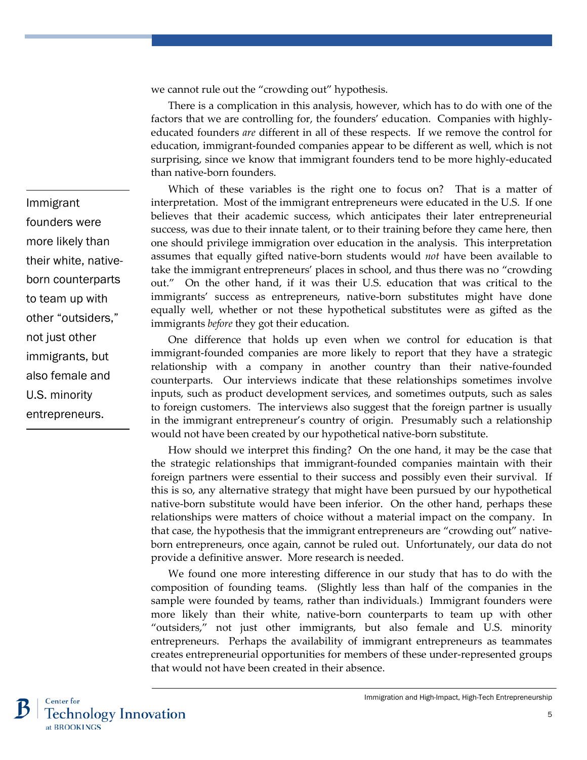we cannot rule out the "crowding out" hypothesis.

There is a complication in this analysis, however, which has to do with one of the factors that we are controlling for, the founders' education. Companies with highly-educated founders *are* different in all of these respects. If we remove the control for education, immigrant-founded companies appear to be different as well, which is not surprising, since we know that immigrant founders tend to be more highly-educated than native-born founders.

Which of these variables is the right one to focus on? That is a matter of interpretation. Most of the immigrant entrepreneurs were educated in the U.S. If one believes that their academic success, which anticipates their later entrepreneurial success, was due to their innate talent, or to their training before they came here, then one should privilege immigration over education in the analysis. This interpretation assumes that equally gifted native-born students would *not* have been available to take the immigrant entrepreneurs' places in school, and thus there was no "crowding out." On the other hand, if it was their U.S. education that was critical to the immigrants' success as entrepreneurs, native-born substitutes might have done equally well, whether or not these hypothetical substitutes were as gifted as the immigrants *before* they got their education.

One difference that holds up even when we control for education is that immigrant-founded companies are more likely to report that they have a strategic relationship with a company in another country than their native-founded counterparts. Our interviews indicate that these relationships sometimes involve inputs, such as product development services, and sometimes outputs, such as sales to foreign customers. The interviews also suggest that the foreign partner is usually in the immigrant entrepreneur's country of origin. Presumably such a relationship would not have been created by our hypothetical native-born substitute.

How should we interpret this finding? On the one hand, it may be the case that the strategic relationships that immigrant-founded companies maintain with their foreign partners were essential to their success and possibly even their survival. If this is so, any alternative strategy that might have been pursued by our hypothetical native-born substitute would have been inferior. On the other hand, perhaps these relationships were matters of choice without a material impact on the company. In that case, the hypothesis that the immigrant entrepreneurs are "crowding out" native-born entrepreneurs, once again, cannot be ruled out. Unfortunately, our data do not provide a definitive answer. More research is needed.

We found one more interesting difference in our study that has to do with the composition of founding teams. (Slightly less than half of the companies in the sample were founded by teams, rather than individuals.) Immigrant founders were more likely than their white, native-born counterparts to team up with other "outsiders," not just other immigrants, but also female and U.S. minority entrepreneurs. Perhaps the availability of immigrant entrepreneurs as teammates creates entrepreneurial opportunities for members of these under-represented groups that would not have been created in their absence.

> Immigrant founders were more likely than their white, native-born counterparts to team up with other "outsiders," not just other immigrants, but also female and U.S. minority entrepreneurs.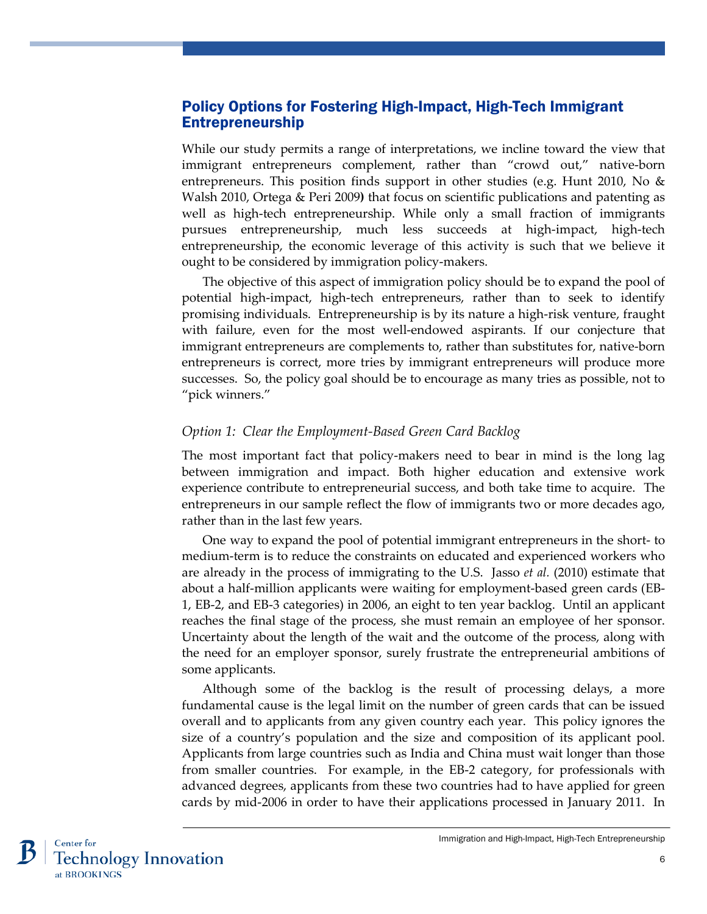## Policy Options for Fostering High-Impact, High-Tech Immigrant Entrepreneurship

While our study permits a range of interpretations, we incline toward the view that immigrant entrepreneurs complement, rather than "crowd out," native-born entrepreneurs. This position finds support in other studies (e.g. Hunt 2010, No & Walsh 2010, Ortega & Peri 2009**)** that focus on scientific publications and patenting as well as high-tech entrepreneurship. While only a small fraction of immigrants pursues entrepreneurship, much less succeeds at high-impact, high-tech entrepreneurship, the economic leverage of this activity is such that we believe it ought to be considered by immigration policy-makers.

The objective of this aspect of immigration policy should be to expand the pool of potential high-impact, high-tech entrepreneurs, rather than to seek to identify promising individuals. Entrepreneurship is by its nature a high-risk venture, fraught with failure, even for the most well-endowed aspirants. If our conjecture that immigrant entrepreneurs are complements to, rather than substitutes for, native-born entrepreneurs is correct, more tries by immigrant entrepreneurs will produce more successes. So, the policy goal should be to encourage as many tries as possible, not to "pick winners."

### *Option 1: Clear the Employment-Based Green Card Backlog*

The most important fact that policy-makers need to bear in mind is the long lag between immigration and impact. Both higher education and extensive work experience contribute to entrepreneurial success, and both take time to acquire. The entrepreneurs in our sample reflect the flow of immigrants two or more decades ago, rather than in the last few years.

One way to expand the pool of potential immigrant entrepreneurs in the short- to medium-term is to reduce the constraints on educated and experienced workers who are already in the process of immigrating to the U.S. Jasso *et al.* (2010) estimate that about a half-million applicants were waiting for employment-based green cards (EB-1, EB-2, and EB-3 categories) in 2006, an eight to ten year backlog. Until an applicant reaches the final stage of the process, she must remain an employee of her sponsor. Uncertainty about the length of the wait and the outcome of the process, along with the need for an employer sponsor, surely frustrate the entrepreneurial ambitions of some applicants.

Although some of the backlog is the result of processing delays, a more fundamental cause is the legal limit on the number of green cards that can be issued overall and to applicants from any given country each year. This policy ignores the size of a country's population and the size and composition of its applicant pool. Applicants from large countries such as India and China must wait longer than those from smaller countries. For example, in the EB-2 category, for professionals with advanced degrees, applicants from these two countries had to have applied for green cards by mid-2006 in order to have their applications processed in January 2011. In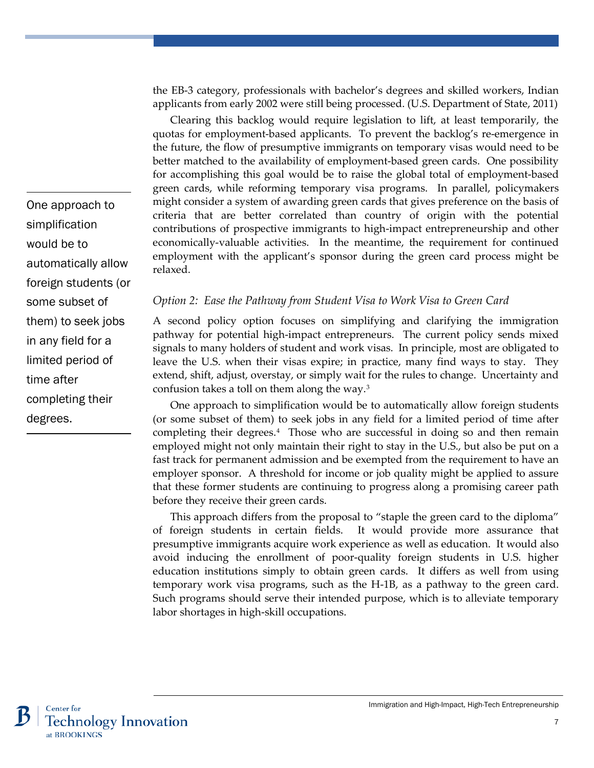the EB-3 category, professionals with bachelor's degrees and skilled workers, Indian applicants from early 2002 were still being processed. (U.S. Department of State, 2011)

Clearing this backlog would require legislation to lift, at least temporarily, the quotas for employment-based applicants. To prevent the backlog's re-emergence in the future, the flow of presumptive immigrants on temporary visas would need to be better matched to the availability of employment-based green cards. One possibility for accomplishing this goal would be to raise the global total of employment-based green cards, while reforming temporary visa programs. In parallel, policymakers might consider a system of awarding green cards that gives preference on the basis of criteria that are better correlated than country of origin with the potential contributions of prospective immigrants to high-impact entrepreneurship and other economically-valuable activities. In the meantime, the requirement for continued employment with the applicant's sponsor during the green card process might be relaxed.

> One approach to simplification would be to automatically allow foreign students (or some subset of them) to seek jobs in any field for a limited period of time after completing their degrees.

*Option 2: Ease the Pathway from Student Visa to Work Visa to Green Card*

A second policy option focuses on simplifying and clarifying the immigration pathway for potential high-impact entrepreneurs. The current policy sends mixed signals to many holders of student and work visas. In principle, most are obligated to leave the U.S. when their visas expire; in practice, many find ways to stay. They extend, shift, adjust, overstay, or simply wait for the rules to change. Uncertainty and confusion takes a toll on them along the way.[3]

One approach to simplification would be to automatically allow foreign students (or some subset of them) to seek jobs in any field for a limited period of time after completing their degrees.[4] Those who are successful in doing so and then remain employed might not only maintain their right to stay in the U.S., but also be put on a fast track for permanent admission and be exempted from the requirement to have an employer sponsor. A threshold for income or job quality might be applied to assure that these former students are continuing to progress along a promising career path before they receive their green cards.

This approach differs from the proposal to "staple the green card to the diploma" of foreign students in certain fields. It would provide more assurance that presumptive immigrants acquire work experience as well as education. It would also avoid inducing the enrollment of poor-quality foreign students in U.S. higher education institutions simply to obtain green cards. It differs as well from using temporary work visa programs, such as the H-1B, as a pathway to the green card. Such programs should serve their intended purpose, which is to alleviate temporary labor shortages in high-skill occupations.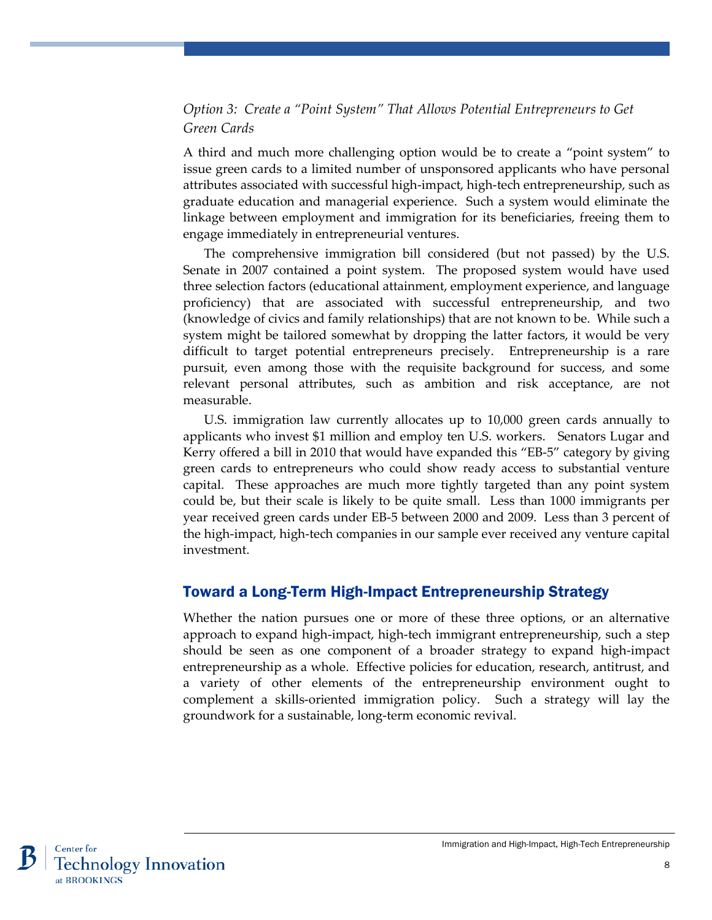*Option 3: Create a "Point System" That Allows Potential Entrepreneurs to Get Green Cards*

A third and much more challenging option would be to create a "point system" to issue green cards to a limited number of unsponsored applicants who have personal attributes associated with successful high-impact, high-tech entrepreneurship, such as graduate education and managerial experience. Such a system would eliminate the linkage between employment and immigration for its beneficiaries, freeing them to engage immediately in entrepreneurial ventures.

The comprehensive immigration bill considered (but not passed) by the U.S. Senate in 2007 contained a point system. The proposed system would have used three selection factors (educational attainment, employment experience, and language proficiency) that are associated with successful entrepreneurship, and two (knowledge of civics and family relationships) that are not known to be. While such a system might be tailored somewhat by dropping the latter factors, it would be very difficult to target potential entrepreneurs precisely. Entrepreneurship is a rare pursuit, even among those with the requisite background for success, and some relevant personal attributes, such as ambition and risk acceptance, are not measurable.

U.S. immigration law currently allocates up to 10,000 green cards annually to applicants who invest $1 million and employ ten U.S. workers. Senators Lugar and Kerry offered a bill in 2010 that would have expanded this "EB-5" category by giving green cards to entrepreneurs who could show ready access to substantial venture capital. These approaches are much more tightly targeted than any point system could be, but their scale is likely to be quite small. Less than 1000 immigrants per year received green cards under EB-5 between 2000 and 2009. Less than 3 percent of the high-impact, high-tech companies in our sample ever received any venture capital investment.

## Toward a Long-Term High-Impact Entrepreneurship Strategy

Whether the nation pursues one or more of these three options, or an alternative approach to expand high-impact, high-tech immigrant entrepreneurship, such a step should be seen as one component of a broader strategy to expand high-impact entrepreneurship as a whole. Effective policies for education, research, antitrust, and a variety of other elements of the entrepreneurship environment ought to complement a skills-oriented immigration policy. Such a strategy will lay the groundwork for a sustainable, long-term economic revival.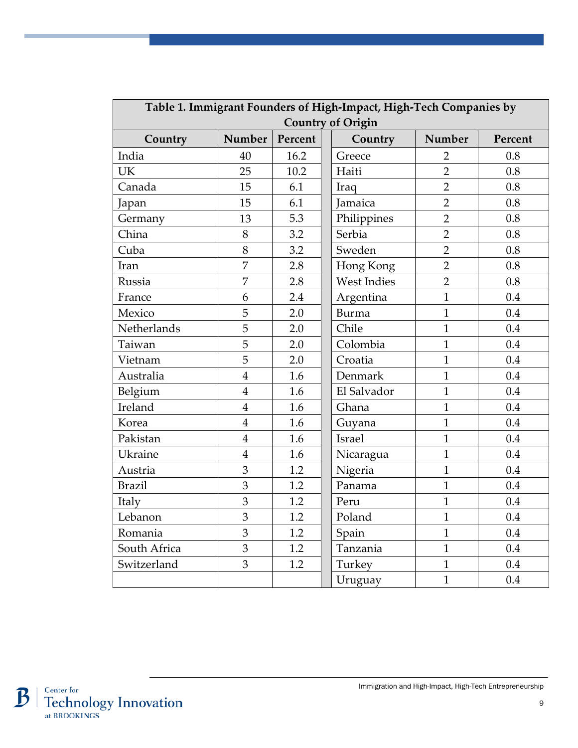**Table 1. Immigrant Founders of High-Impact, High-Tech Companies by Country of Origin**

| Country | Number | Percent | Country | Number | Percent |
|---|---|---|---|---|---|
| India | 40 | 16.2 | Greece | 2 | 0.8 |
| UK | 25 | 10.2 | Haiti | 2 | 0.8 |
| Canada | 15 | 6.1 | Iraq | 2 | 0.8 |
| Japan | 15 | 6.1 | Jamaica | 2 | 0.8 |
| Germany | 13 | 5.3 | Philippines | 2 | 0.8 |
| China | 8 | 3.2 | Serbia | 2 | 0.8 |
| Cuba | 8 | 3.2 | Sweden | 2 | 0.8 |
| Iran | 7 | 2.8 | Hong Kong | 2 | 0.8 |
| Russia | 7 | 2.8 | West Indies | 2 | 0.8 |
| France | 6 | 2.4 | Argentina | 1 | 0.4 |
| Mexico | 5 | 2.0 | Burma | 1 | 0.4 |
| Netherlands | 5 | 2.0 | Chile | 1 | 0.4 |
| Taiwan | 5 | 2.0 | Colombia | 1 | 0.4 |
| Vietnam | 5 | 2.0 | Croatia | 1 | 0.4 |
| Australia | 4 | 1.6 | Denmark | 1 | 0.4 |
| Belgium | 4 | 1.6 | El Salvador | 1 | 0.4 |
| Ireland | 4 | 1.6 | Ghana | 1 | 0.4 |
| Korea | 4 | 1.6 | Guyana | 1 | 0.4 |
| Pakistan | 4 | 1.6 | Israel | 1 | 0.4 |
| Ukraine | 4 | 1.6 | Nicaragua | 1 | 0.4 |
| Austria | 3 | 1.2 | Nigeria | 1 | 0.4 |
| Brazil | 3 | 1.2 | Panama | 1 | 0.4 |
| Italy | 3 | 1.2 | Peru | 1 | 0.4 |
| Lebanon | 3 | 1.2 | Poland | 1 | 0.4 |
| Romania | 3 | 1.2 | Spain | 1 | 0.4 |
| South Africa | 3 | 1.2 | Tanzania | 1 | 0.4 |
| Switzerland | 3 | 1.2 | Turkey | 1 | 0.4 |
| | | | Uruguay | 1 | 0.4 |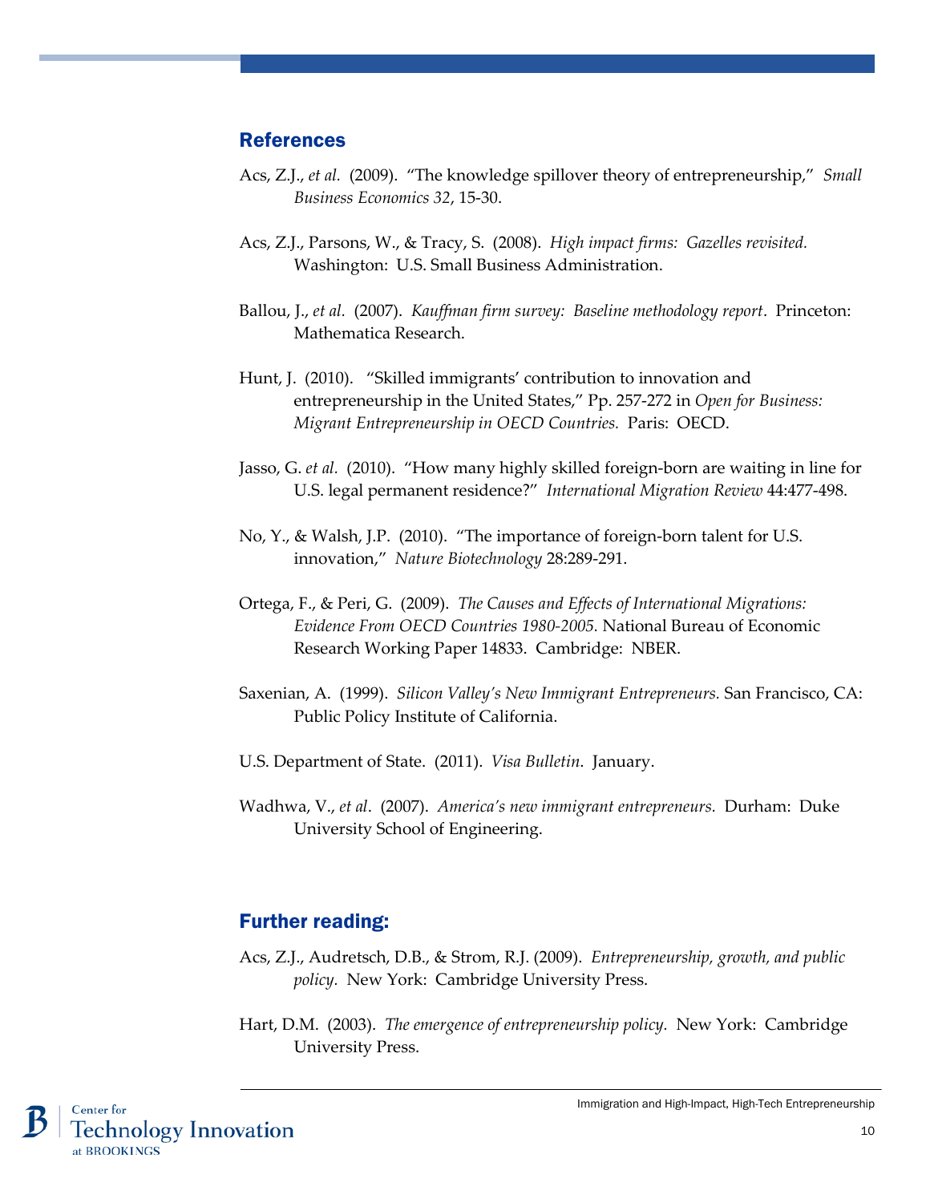## References

Acs, Z.J., *et al.* (2009). "The knowledge spillover theory of entrepreneurship," *Small Business Economics 32*, 15-30.

Acs, Z.J., Parsons, W., & Tracy, S. (2008). *High impact firms: Gazelles revisited.* Washington: U.S. Small Business Administration.

Ballou, J., *et al.* (2007). *Kauffman firm survey: Baseline methodology report*. Princeton: Mathematica Research.

Hunt, J. (2010). "Skilled immigrants' contribution to innovation and entrepreneurship in the United States," Pp. 257-272 in *Open for Business: Migrant Entrepreneurship in OECD Countries.* Paris: OECD.

Jasso, G. *et al.* (2010). "How many highly skilled foreign-born are waiting in line for U.S. legal permanent residence?" *International Migration Review* 44:477-498.

No, Y., & Walsh, J.P. (2010). "The importance of foreign-born talent for U.S. innovation," *Nature Biotechnology* 28:289-291.

Ortega, F., & Peri, G. (2009). *The Causes and Effects of International Migrations: Evidence From OECD Countries 1980-2005.* National Bureau of Economic Research Working Paper 14833. Cambridge: NBER.

Saxenian, A. (1999). *Silicon Valley's New Immigrant Entrepreneurs.* San Francisco, CA: Public Policy Institute of California.

U.S. Department of State. (2011). *Visa Bulletin*. January.

Wadhwa, V., *et al*. (2007). *America's new immigrant entrepreneurs.* Durham: Duke University School of Engineering.

## Further reading:

Acs, Z.J., Audretsch, D.B., & Strom, R.J. (2009). *Entrepreneurship, growth, and public policy.* New York: Cambridge University Press.

Hart, D.M. (2003). *The emergence of entrepreneurship policy.* New York: Cambridge University Press.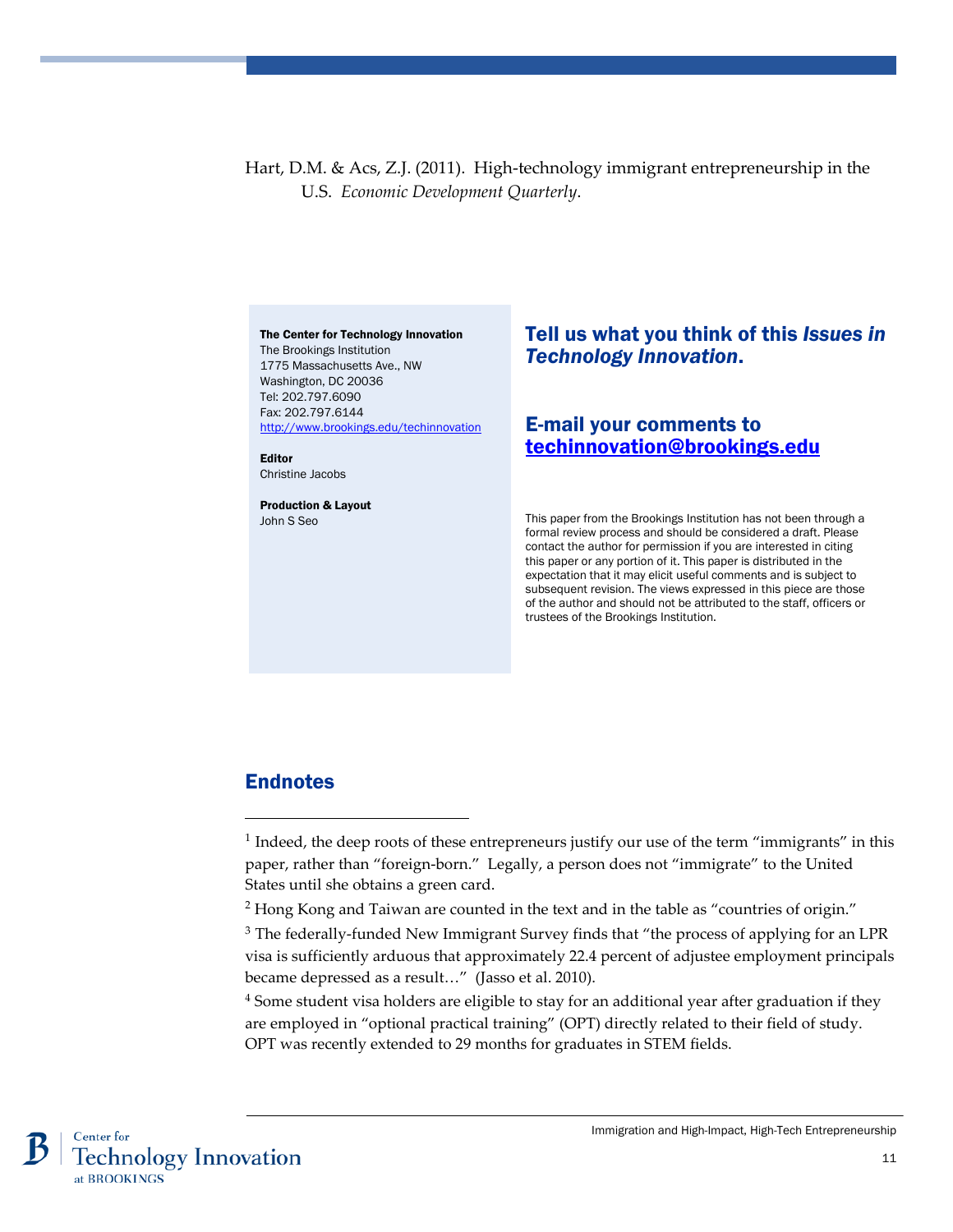Hart, D.M. & Acs, Z.J. (2011). High-technology immigrant entrepreneurship in the U.S. *Economic Development Quarterly*.

**The Center for Technology Innovation**
The Brookings Institution
1775 Massachusetts Ave., NW
Washington, DC 20036
Tel: 202.797.6090
Fax: 202.797.6144
http://www.brookings.edu/techinnovation

**Editor**
Christine Jacobs

**Production & Layout**
John S Seo

## Tell us what you think of this *Issues in Technology Innovation*.

## E-mail your comments to techinnovation@brookings.edu

This paper from the Brookings Institution has not been through a formal review process and should be considered a draft. Please contact the author for permission if you are interested in citing this paper or any portion of it. This paper is distributed in the expectation that it may elicit useful comments and is subject to subsequent revision. The views expressed in this piece are those of the author and should not be attributed to the staff, officers or trustees of the Brookings Institution.

## Endnotes

[1] Indeed, the deep roots of these entrepreneurs justify our use of the term "immigrants" in this paper, rather than "foreign-born." Legally, a person does not "immigrate" to the United States until she obtains a green card.

[2] Hong Kong and Taiwan are counted in the text and in the table as "countries of origin."

[3] The federally-funded New Immigrant Survey finds that "the process of applying for an LPR visa is sufficiently arduous that approximately 22.4 percent of adjustee employment principals became depressed as a result…" (Jasso et al. 2010).

[4] Some student visa holders are eligible to stay for an additional year after graduation if they are employed in "optional practical training" (OPT) directly related to their field of study. OPT was recently extended to 29 months for graduates in STEM fields.